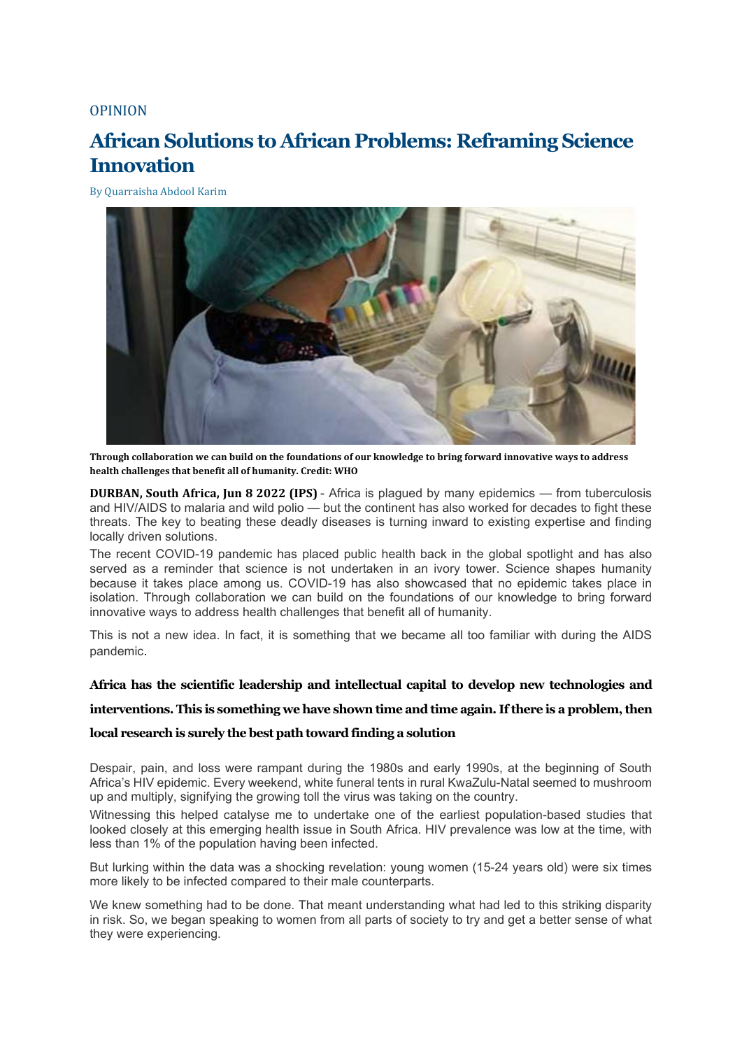OPINION

# African Solutions to African Problems: Reframing Science Innovation

By Quarraisha Abdool Karim

**Through collaboration we can build on the foundations of our knowledge to bring forward innovative ways to address health challenges that benefit all of humanity. Credit: WHO**

**DURBAN, South Africa, Jun 8 2022 (IPS)** - Africa is plagued by many epidemics — from tuberculosis and HIV/AIDS to malaria and wild polio — but the continent has also worked for decades to fight these threats. The key to beating these deadly diseases is turning inward to existing expertise and finding locally driven solutions.

The recent COVID-19 pandemic has placed public health back in the global spotlight and has also served as a reminder that science is not undertaken in an ivory tower. Science shapes humanity because it takes place among us. COVID-19 has also showcased that no epidemic takes place in isolation. Through collaboration we can build on the foundations of our knowledge to bring forward innovative ways to address health challenges that benefit all of humanity.

This is not a new idea. In fact, it is something that we became all too familiar with during the AIDS pandemic.

**Africa has the scientific leadership and intellectual capital to develop new technologies and interventions. This is something we have shown time and time again. If there is a problem, then local research is surely the best path toward finding a solution**

Despair, pain, and loss were rampant during the 1980s and early 1990s, at the beginning of South Africa's HIV epidemic. Every weekend, white funeral tents in rural KwaZulu-Natal seemed to mushroom up and multiply, signifying the growing toll the virus was taking on the country.

Witnessing this helped catalyse me to undertake one of the earliest population-based studies that looked closely at this emerging health issue in South Africa. HIV prevalence was low at the time, with less than 1% of the population having been infected.

But lurking within the data was a shocking revelation: young women (15-24 years old) were six times more likely to be infected compared to their male counterparts.

We knew something had to be done. That meant understanding what had led to this striking disparity in risk. So, we began speaking to women from all parts of society to try and get a better sense of what they were experiencing.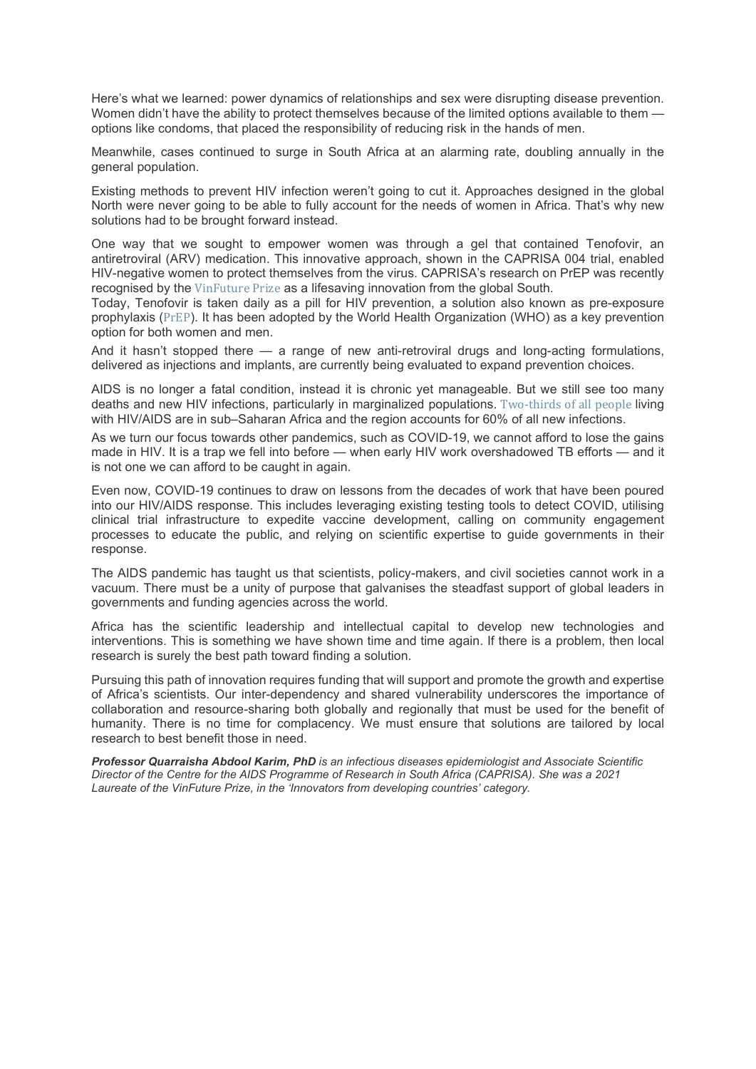Here's what we learned: power dynamics of relationships and sex were disrupting disease prevention. Women didn't have the ability to protect themselves because of the limited options available to them — options like condoms, that placed the responsibility of reducing risk in the hands of men.

Meanwhile, cases continued to surge in South Africa at an alarming rate, doubling annually in the general population.

Existing methods to prevent HIV infection weren't going to cut it. Approaches designed in the global North were never going to be able to fully account for the needs of women in Africa. That's why new solutions had to be brought forward instead.

One way that we sought to empower women was through a gel that contained Tenofovir, an antiretroviral (ARV) medication. This innovative approach, shown in the CAPRISA 004 trial, enabled HIV-negative women to protect themselves from the virus. CAPRISA's research on PrEP was recently recognised by the VinFuture Prize as a lifesaving innovation from the global South.

Today, Tenofovir is taken daily as a pill for HIV prevention, a solution also known as pre-exposure prophylaxis (PrEP). It has been adopted by the World Health Organization (WHO) as a key prevention option for both women and men.

And it hasn't stopped there — a range of new anti-retroviral drugs and long-acting formulations, delivered as injections and implants, are currently being evaluated to expand prevention choices.

AIDS is no longer a fatal condition, instead it is chronic yet manageable. But we still see too many deaths and new HIV infections, particularly in marginalized populations. Two-thirds of all people living with HIV/AIDS are in sub–Saharan Africa and the region accounts for 60% of all new infections.

As we turn our focus towards other pandemics, such as COVID-19, we cannot afford to lose the gains made in HIV. It is a trap we fell into before — when early HIV work overshadowed TB efforts — and it is not one we can afford to be caught in again.

Even now, COVID-19 continues to draw on lessons from the decades of work that have been poured into our HIV/AIDS response. This includes leveraging existing testing tools to detect COVID, utilising clinical trial infrastructure to expedite vaccine development, calling on community engagement processes to educate the public, and relying on scientific expertise to guide governments in their response.

The AIDS pandemic has taught us that scientists, policy-makers, and civil societies cannot work in a vacuum. There must be a unity of purpose that galvanises the steadfast support of global leaders in governments and funding agencies across the world.

Africa has the scientific leadership and intellectual capital to develop new technologies and interventions. This is something we have shown time and time again. If there is a problem, then local research is surely the best path toward finding a solution.

Pursuing this path of innovation requires funding that will support and promote the growth and expertise of Africa's scientists. Our inter-dependency and shared vulnerability underscores the importance of collaboration and resource-sharing both globally and regionally that must be used for the benefit of humanity. There is no time for complacency. We must ensure that solutions are tailored by local research to best benefit those in need.

***Professor Quarraisha Abdool Karim, PhD*** *is an infectious diseases epidemiologist and Associate Scientific Director of the Centre for the AIDS Programme of Research in South Africa (CAPRISA). She was a 2021 Laureate of the VinFuture Prize, in the 'Innovators from developing countries' category.*